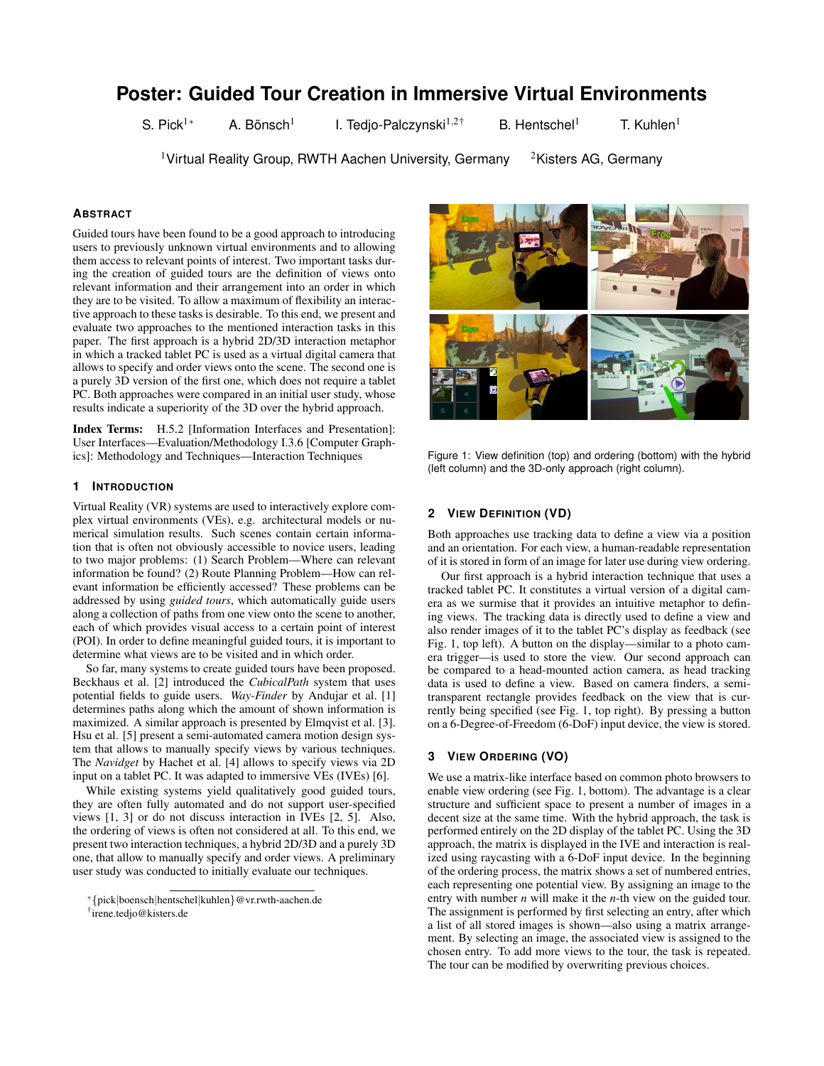# Poster: Guided Tour Creation in Immersive Virtual Environments

S. Pick[1*] A. Bönsch[1] I. Tedjo-Palczynski[1,2†] B. Hentschel[1] T. Kuhlen[1]

[1]Virtual Reality Group, RWTH Aachen University, Germany [2]Kisters AG, Germany

## Abstract

Guided tours have been found to be a good approach to introducing users to previously unknown virtual environments and to allowing them access to relevant points of interest. Two important tasks during the creation of guided tours are the definition of views onto relevant information and their arrangement into an order in which they are to be visited. To allow a maximum of flexibility an interactive approach to these tasks is desirable. To this end, we present and evaluate two approaches to the mentioned interaction tasks in this paper. The first approach is a hybrid 2D/3D interaction metaphor in which a tracked tablet PC is used as a virtual digital camera that allows to specify and order views onto the scene. The second one is a purely 3D version of the first one, which does not require a tablet PC. Both approaches were compared in an initial user study, whose results indicate a superiority of the 3D over the hybrid approach.

**Index Terms:** H.5.2 [Information Interfaces and Presentation]: User Interfaces—Evaluation/Methodology I.3.6 [Computer Graphics]: Methodology and Techniques—Interaction Techniques

## 1 Introduction

Virtual Reality (VR) systems are used to interactively explore complex virtual environments (VEs), e.g. architectural models or numerical simulation results. Such scenes contain certain information that is often not obviously accessible to novice users, leading to two major problems: (1) Search Problem—Where can relevant information be found? (2) Route Planning Problem—How can relevant information be efficiently accessed? These problems can be addressed by using *guided tours*, which automatically guide users along a collection of paths from one view onto the scene to another, each of which provides visual access to a certain point of interest (POI). In order to define meaningful guided tours, it is important to determine what views are to be visited and in which order.

So far, many systems to create guided tours have been proposed. Beckhaus et al. [2] introduced the *CubicalPath* system that uses potential fields to guide users. *Way-Finder* by Andujar et al. [1] determines paths along which the amount of shown information is maximized. A similar approach is presented by Elmqvist et al. [3]. Hsu et al. [5] present a semi-automated camera motion design system that allows to manually specify views by various techniques. The *Navidget* by Hachet et al. [4] allows to specify views via 2D input on a tablet PC. It was adapted to immersive VEs (IVEs) [6].

While existing systems yield qualitatively good guided tours, they are often fully automated and do not support user-specified views [1, 3] or do not discuss interaction in IVEs [2, 5]. Also, the ordering of views is often not considered at all. To this end, we present two interaction techniques, a hybrid 2D/3D and a purely 3D one, that allow to manually specify and order views. A preliminary user study was conducted to initially evaluate our techniques.

*{pick|boensch|hentschel|kuhlen}@vr.rwth-aachen.de
†irene.tedjo@kisters.de

Figure 1: View definition (top) and ordering (bottom) with the hybrid (left column) and the 3D-only approach (right column).

## 2 View Definition (VD)

Both approaches use tracking data to define a view via a position and an orientation. For each view, a human-readable representation of it is stored in form of an image for later use during view ordering.

Our first approach is a hybrid interaction technique that uses a tracked tablet PC. It constitutes a virtual version of a digital camera as we surmise that it provides an intuitive metaphor to defining views. The tracking data is directly used to define a view and also render images of it to the tablet PC's display as feedback (see Fig. 1, top left). A button on the display—similar to a photo camera trigger—is used to store the view. Our second approach can be compared to a head-mounted action camera, as head tracking data is used to define a view. Based on camera finders, a semi-transparent rectangle provides feedback on the view that is currently being specified (see Fig. 1, top right). By pressing a button on a 6-Degree-of-Freedom (6-DoF) input device, the view is stored.

## 3 View Ordering (VO)

We use a matrix-like interface based on common photo browsers to enable view ordering (see Fig. 1, bottom). The advantage is a clear structure and sufficient space to present a number of images in a decent size at the same time. With the hybrid approach, the task is performed entirely on the 2D display of the tablet PC. Using the 3D approach, the matrix is displayed in the IVE and interaction is realized using raycasting with a 6-DoF input device. In the beginning of the ordering process, the matrix shows a set of numbered entries, each representing one potential view. By assigning an image to the entry with number $n$ will make it the $n$-th view on the guided tour. The assignment is performed by first selecting an entry, after which a list of all stored images is shown—also using a matrix arrangement. By selecting an image, the associated view is assigned to the chosen entry. To add more views to the tour, the task is repeated. The tour can be modified by overwriting previous choices.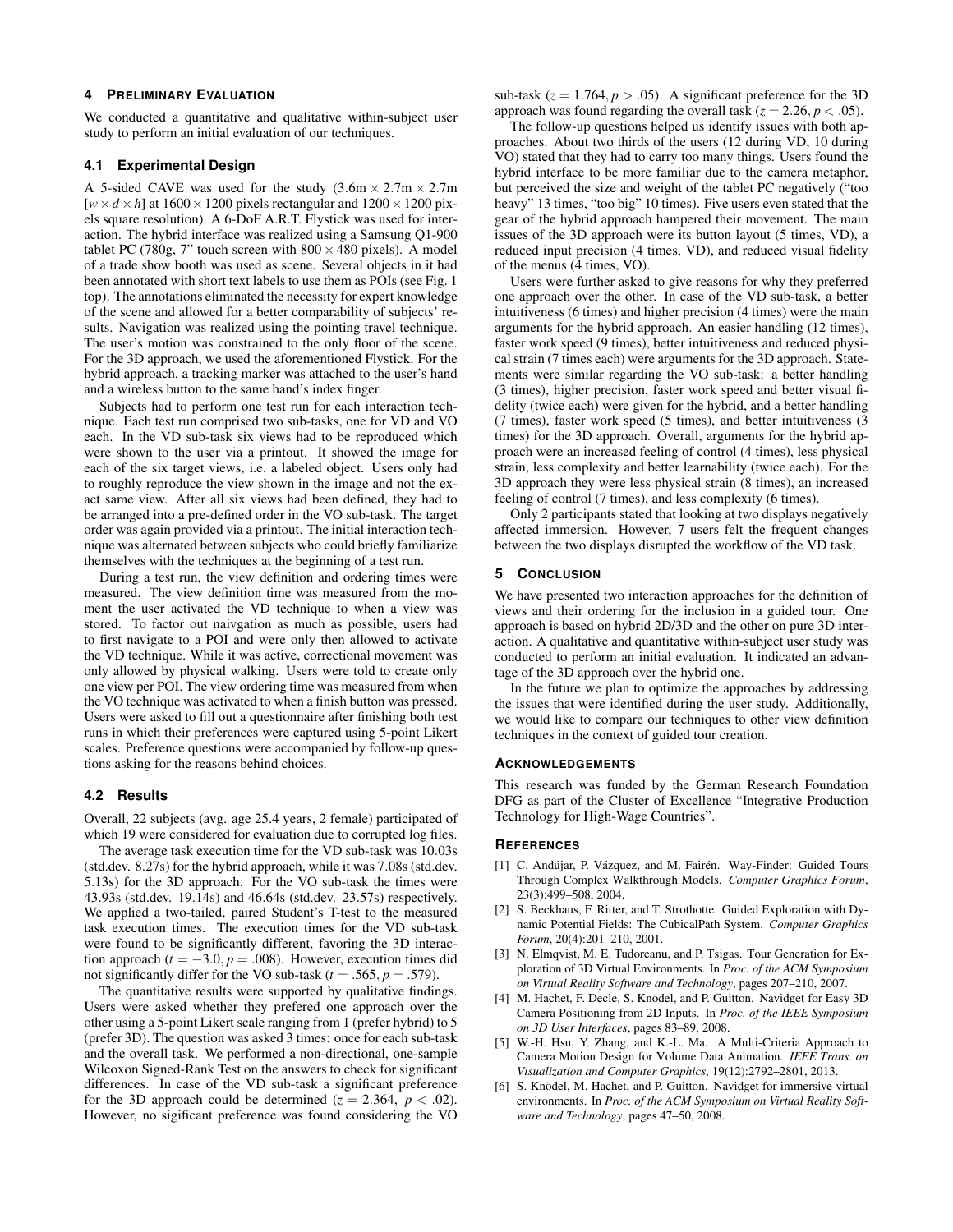## 4 Preliminary Evaluation

We conducted a quantitative and qualitative within-subject user study to perform an initial evaluation of our techniques.

### 4.1 Experimental Design

A 5-sided CAVE was used for the study ($3.6\text{m} \times 2.7\text{m} \times 2.7\text{m}$ $[w \times d \times h]$ at $1600 \times 1200$ pixels rectangular and $1200 \times 1200$ pixels square resolution). A 6-DoF A.R.T. Flystick was used for interaction. The hybrid interface was realized using a Samsung Q1-900 tablet PC (780g, 7" touch screen with $800 \times 480$ pixels). A model of a trade show booth was used as scene. Several objects in it had been annotated with short text labels to use them as POIs (see Fig. 1 top). The annotations eliminated the necessity for expert knowledge of the scene and allowed for a better comparability of subjects' results. Navigation was realized using the pointing travel technique. The user's motion was constrained to the only floor of the scene. For the 3D approach, we used the aforementioned Flystick. For the hybrid approach, a tracking marker was attached to the user's hand and a wireless button to the same hand's index finger.

Subjects had to perform one test run for each interaction technique. Each test run comprised two sub-tasks, one for VD and VO each. In the VD sub-task six views had to be reproduced which were shown to the user via a printout. It showed the image for each of the six target views, i.e. a labeled object. Users only had to roughly reproduce the view shown in the image and not the exact same view. After all six views had been defined, they had to be arranged into a pre-defined order in the VO sub-task. The target order was again provided via a printout. The initial interaction technique was alternated between subjects who could briefly familiarize themselves with the techniques at the beginning of a test run.

During a test run, the view definition and ordering times were measured. The view definition time was measured from the moment the user activated the VD technique to when a view was stored. To factor out naivgation as much as possible, users had to first navigate to a POI and were only then allowed to activate the VD technique. While it was active, correctional movement was only allowed by physical walking. Users were told to create only one view per POI. The view ordering time was measured from when the VO technique was activated to when a finish button was pressed. Users were asked to fill out a questionnaire after finishing both test runs in which their preferences were captured using 5-point Likert scales. Preference questions were accompanied by follow-up questions asking for the reasons behind choices.

### 4.2 Results

Overall, 22 subjects (avg. age 25.4 years, 2 female) participated of which 19 were considered for evaluation due to corrupted log files.

The average task execution time for the VD sub-task was 10.03s (std.dev. 8.27s) for the hybrid approach, while it was 7.08s (std.dev. 5.13s) for the 3D approach. For the VO sub-task the times were 43.93s (std.dev. 19.14s) and 46.64s (std.dev. 23.57s) respectively. We applied a two-tailed, paired Student's T-test to the measured task execution times. The execution times for the VD sub-task were found to be significantly different, favoring the 3D interaction approach ($t = -3.0, p = .008$). However, execution times did not significantly differ for the VO sub-task ($t = .565, p = .579$).

The quantitative results were supported by qualitative findings. Users were asked whether they prefered one approach over the other using a 5-point Likert scale ranging from 1 (prefer hybrid) to 5 (prefer 3D). The question was asked 3 times: once for each sub-task and the overall task. We performed a non-directional, one-sample Wilcoxon Signed-Rank Test on the answers to check for significant differences. In case of the VD sub-task a significant preference for the 3D approach could be determined ($z = 2.364$, $p < .02$). However, no sigificant preference was found considering the VO sub-task ($z = 1.764, p > .05$). A significant preference for the 3D approach was found regarding the overall task ($z = 2.26, p < .05$).

The follow-up questions helped us identify issues with both approaches. About two thirds of the users (12 during VD, 10 during VO) stated that they had to carry too many things. Users found the hybrid interface to be more familiar due to the camera metaphor, but perceived the size and weight of the tablet PC negatively ("too heavy" 13 times, "too big" 10 times). Five users even stated that the gear of the hybrid approach hampered their movement. The main issues of the 3D approach were its button layout (5 times, VD), a reduced input precision (4 times, VD), and reduced visual fidelity of the menus (4 times, VO).

Users were further asked to give reasons for why they preferred one approach over the other. In case of the VD sub-task, a better intuitiveness (6 times) and higher precision (4 times) were the main arguments for the hybrid approach. An easier handling (12 times), faster work speed (9 times), better intuitiveness and reduced physical strain (7 times each) were arguments for the 3D approach. Statements were similar regarding the VO sub-task: a better handling (3 times), higher precision, faster work speed and better visual fidelity (twice each) were given for the hybrid, and a better handling (7 times), faster work speed (5 times), and better intuitiveness (3 times) for the 3D approach. Overall, arguments for the hybrid approach were an increased feeling of control (4 times), less physical strain, less complexity and better learnability (twice each). For the 3D approach they were less physical strain (8 times), an increased feeling of control (7 times), and less complexity (6 times).

Only 2 participants stated that looking at two displays negatively affected immersion. However, 7 users felt the frequent changes between the two displays disrupted the workflow of the VD task.

## 5 Conclusion

We have presented two interaction approaches for the definition of views and their ordering for the inclusion in a guided tour. One approach is based on hybrid 2D/3D and the other on pure 3D interaction. A qualitative and quantitative within-subject user study was conducted to perform an initial evaluation. It indicated an advantage of the 3D approach over the hybrid one.

In the future we plan to optimize the approaches by addressing the issues that were identified during the user study. Additionally, we would like to compare our techniques to other view definition techniques in the context of guided tour creation.

## Acknowledgements

This research was funded by the German Research Foundation DFG as part of the Cluster of Excellence "Integrative Production Technology for High-Wage Countries".

## References

[1] C. Andújar, P. Vázquez, and M. Fairén. Way-Finder: Guided Tours Through Complex Walkthrough Models. *Computer Graphics Forum*, 23(3):499–508, 2004.

[2] S. Beckhaus, F. Ritter, and T. Strothotte. Guided Exploration with Dynamic Potential Fields: The CubicalPath System. *Computer Graphics Forum*, 20(4):201–210, 2001.

[3] N. Elmqvist, M. E. Tudoreanu, and P. Tsigas. Tour Generation for Exploration of 3D Virtual Environments. In *Proc. of the ACM Symposium on Virtual Reality Software and Technology*, pages 207–210, 2007.

[4] M. Hachet, F. Decle, S. Knödel, and P. Guitton. Navidget for Easy 3D Camera Positioning from 2D Inputs. In *Proc. of the IEEE Symposium on 3D User Interfaces*, pages 83–89, 2008.

[5] W.-H. Hsu, Y. Zhang, and K.-L. Ma. A Multi-Criteria Approach to Camera Motion Design for Volume Data Animation. *IEEE Trans. on Visualization and Computer Graphics*, 19(12):2792–2801, 2013.

[6] S. Knödel, M. Hachet, and P. Guitton. Navidget for immersive virtual environments. In *Proc. of the ACM Symposium on Virtual Reality Software and Technology*, pages 47–50, 2008.